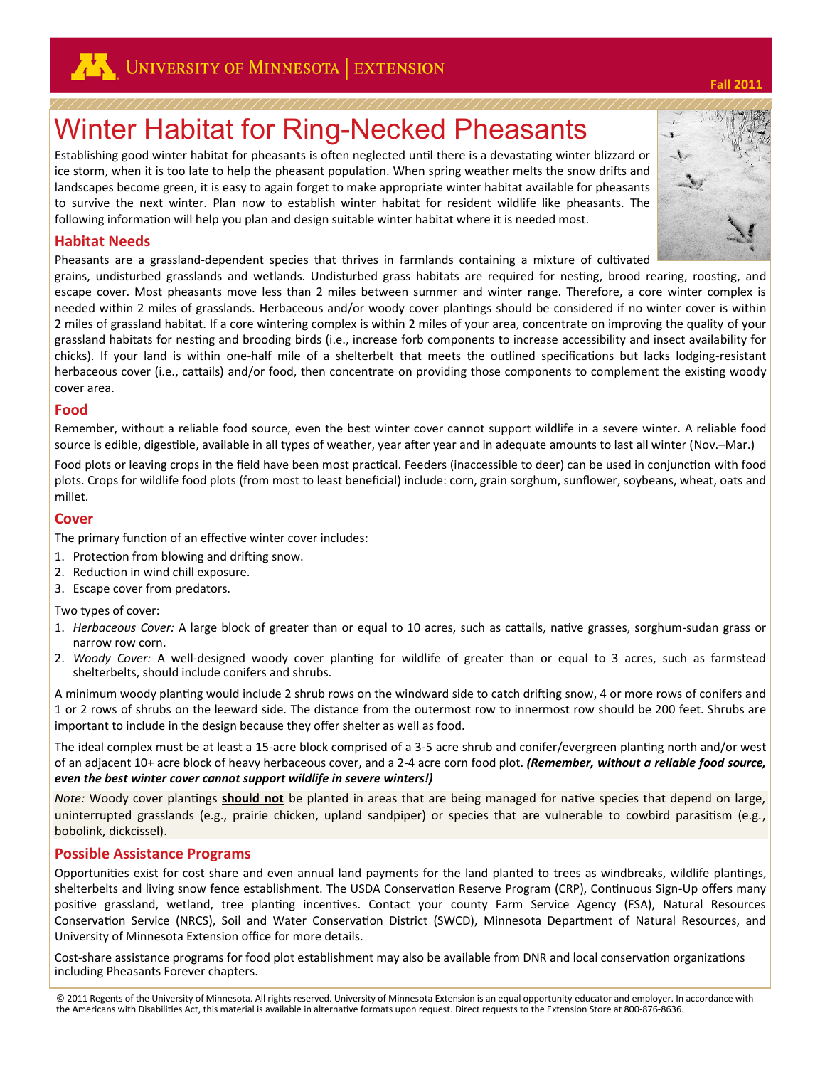# Winter Habitat for Ring-Necked Pheasants

Establishing good winter habitat for pheasants is often neglected until there is a devastating winter blizzard or ice storm, when it is too late to help the pheasant population. When spring weather melts the snow drifts and landscapes become green, it is easy to again forget to make appropriate winter habitat available for pheasants to survive the next winter. Plan now to establish winter habitat for resident wildlife like pheasants. The following information will help you plan and design suitable winter habitat where it is needed most.

## Habitat Needs

Pheasants are a grassland-dependent species that thrives in farmlands containing a mixture of cultivated grains, undisturbed grasslands and wetlands. Undisturbed grass habitats are required for nesting, brood rearing, roosting, and escape cover. Most pheasants move less than 2 miles between summer and winter range. Therefore, a core winter complex is needed within 2 miles of grasslands. Herbaceous and/or woody cover plantings should be considered if no winter cover is within 2 miles of grassland habitat. If a core wintering complex is within 2 miles of your area, concentrate on improving the quality of your grassland habitats for nesting and brooding birds (i.e., increase forb components to increase accessibility and insect availability for chicks). If your land is within one-half mile of a shelterbelt that meets the outlined specifications but lacks lodging-resistant herbaceous cover (i.e., cattails) and/or food, then concentrate on providing those components to complement the existing woody cover area.

## Food

Remember, without a reliable food source, even the best winter cover cannot support wildlife in a severe winter. A reliable food source is edible, digestible, available in all types of weather, year after year and in adequate amounts to last all winter (Nov.–Mar.)

Food plots or leaving crops in the field have been most practical. Feeders (inaccessible to deer) can be used in conjunction with food plots. Crops for wildlife food plots (from most to least beneficial) include: corn, grain sorghum, sunflower, soybeans, wheat, oats and millet.

## Cover

The primary function of an effective winter cover includes:

1. Protection from blowing and drifting snow.
2. Reduction in wind chill exposure.
3. Escape cover from predators.

Two types of cover:

1. *Herbaceous Cover:* A large block of greater than or equal to 10 acres, such as cattails, native grasses, sorghum-sudan grass or narrow row corn.
2. *Woody Cover:* A well-designed woody cover planting for wildlife of greater than or equal to 3 acres, such as farmstead shelterbelts, should include conifers and shrubs.

A minimum woody planting would include 2 shrub rows on the windward side to catch drifting snow, 4 or more rows of conifers and 1 or 2 rows of shrubs on the leeward side. The distance from the outermost row to innermost row should be 200 feet. Shrubs are important to include in the design because they offer shelter as well as food.

The ideal complex must be at least a 15-acre block comprised of a 3-5 acre shrub and conifer/evergreen planting north and/or west of an adjacent 10+ acre block of heavy herbaceous cover, and a 2-4 acre corn food plot. ***(Remember, without a reliable food source, even the best winter cover cannot support wildlife in severe winters!)***

*Note:* Woody cover plantings **should not** be planted in areas that are being managed for native species that depend on large, uninterrupted grasslands (e.g., prairie chicken, upland sandpiper) or species that are vulnerable to cowbird parasitism (e.g., bobolink, dickcissel).

## Possible Assistance Programs

Opportunities exist for cost share and even annual land payments for the land planted to trees as windbreaks, wildlife plantings, shelterbelts and living snow fence establishment. The USDA Conservation Reserve Program (CRP), Continuous Sign-Up offers many positive grassland, wetland, tree planting incentives. Contact your county Farm Service Agency (FSA), Natural Resources Conservation Service (NRCS), Soil and Water Conservation District (SWCD), Minnesota Department of Natural Resources, and University of Minnesota Extension office for more details.

Cost-share assistance programs for food plot establishment may also be available from DNR and local conservation organizations including Pheasants Forever chapters.

© 2011 Regents of the University of Minnesota. All rights reserved. University of Minnesota Extension is an equal opportunity educator and employer. In accordance with the Americans with Disabilities Act, this material is available in alternative formats upon request. Direct requests to the Extension Store at 800-876-8636.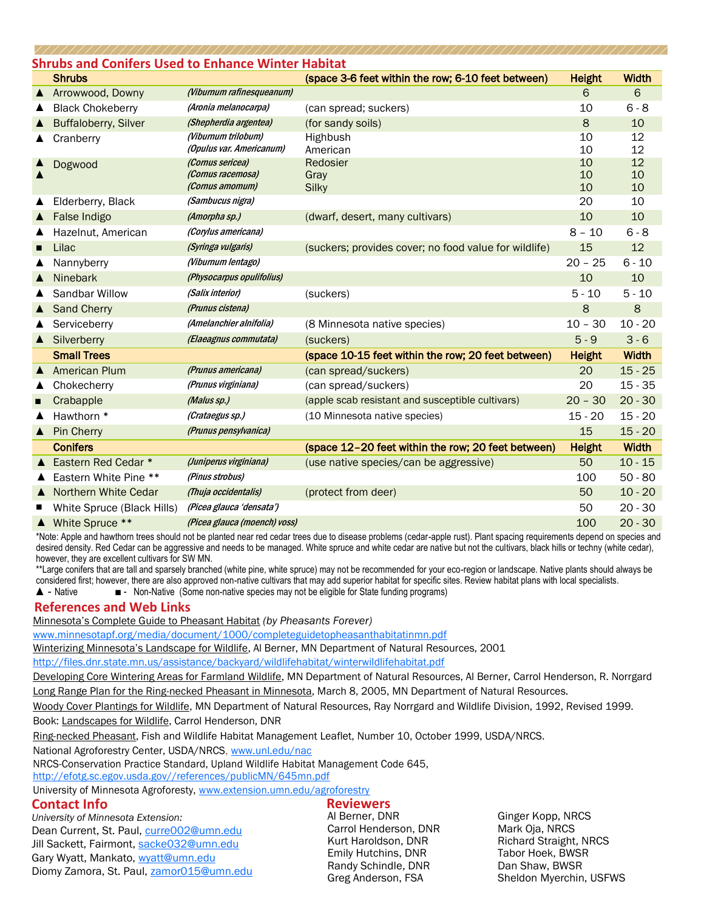## Shrubs and Conifers Used to Enhance Winter Habitat

| | Shrubs | | (space 3-6 feet within the row; 6-10 feet between) | Height | Width |
|---|---|---|---|---|---|
| ▲ | Arrowwood, Downy | *(Viburnum rafinesqueanum)* | | 6 | 6 |
| ▲ | Black Chokeberry | *(Aronia melanocarpa)* | (can spread; suckers) | 10 | 6 - 8 |
| ▲ | Buffaloberry, Silver | *(Shepherdia argentea)* | (for sandy soils) | 8 | 10 |
| ▲ | Cranberry | *(Viburnum trilobum)*<br>*(Opulus var. Americanum)* | Highbush<br>American | 10<br>10 | 12<br>12 |
| ▲<br>▲ | Dogwood | *(Cornus sericea)*<br>*(Cornus racemosa)*<br>*(Cornus amomum)* | Redosier<br>Gray<br>Silky | 10<br>10<br>10 | 12<br>10<br>10 |
| ▲ | Elderberry, Black | *(Sambucus nigra)* | | 20 | 10 |
| ▲ | False Indigo | *(Amorpha sp.)* | (dwarf, desert, many cultivars) | 10 | 10 |
| ▲ | Hazelnut, American | *(Corylus americana)* | | 8 – 10 | 6 - 8 |
| ■ | Lilac | *(Syringa vulgaris)* | (suckers; provides cover; no food value for wildlife) | 15 | 12 |
| ▲ | Nannyberry | *(Viburnum lentago)* | | 20 – 25 | 6 - 10 |
| ▲ | Ninebark | *(Physocarpus opulifolius)* | | 10 | 10 |
| ▲ | Sandbar Willow | *(Salix interior)* | (suckers) | 5 - 10 | 5 - 10 |
| ▲ | Sand Cherry | *(Prunus cistena)* | | 8 | 8 |
| ▲ | Serviceberry | *(Amelanchier alnifolia)* | (8 Minnesota native species) | 10 – 30 | 10 - 20 |
| ▲ | Silverberry | *(Elaeagnus commutata)* | (suckers) | 5 - 9 | 3 - 6 |
| | **Small Trees** | | **(space 10-15 feet within the row; 20 feet between)** | **Height** | **Width** |
| ▲ | American Plum | *(Prunus americana)* | (can spread/suckers) | 20 | 15 - 25 |
| ▲ | Chokecherry | *(Prunus virginiana)* | (can spread/suckers) | 20 | 15 - 35 |
| ■ | Crabapple | *(Malus sp.)* | (apple scab resistant and susceptible cultivars) | 20 – 30 | 20 - 30 |
| ▲ | Hawthorn * | *(Crataegus sp.)* | (10 Minnesota native species) | 15 - 20 | 15 - 20 |
| ▲ | Pin Cherry | *(Prunus pensylvanica)* | | 15 | 15 - 20 |
| | **Conifers** | | **(space 12–20 feet within the row; 20 feet between)** | **Height** | **Width** |
| ▲ | Eastern Red Cedar * | *(Juniperus virginiana)* | (use native species/can be aggressive) | 50 | 10 - 15 |
| ▲ | Eastern White Pine ** | *(Pinus strobus)* | | 100 | 50 - 80 |
| ▲ | Northern White Cedar | *(Thuja occidentalis)* | (protect from deer) | 50 | 10 - 20 |
| ■ | White Spruce (Black Hills) | *(Picea glauca 'densata')* | | 50 | 20 - 30 |
| ▲ | White Spruce ** | *(Picea glauca (moench) voss)* | | 100 | 20 - 30 |

*Note: Apple and hawthorn trees should not be planted near red cedar trees due to disease problems (cedar-apple rust). Plant spacing requirements depend on species and desired density. Red Cedar can be aggressive and needs to be managed. White spruce and white cedar are native but not the cultivars, black hills or techny (white cedar), however, they are excellent cultivars for SW MN.

**Large conifers that are tall and sparsely branched (white pine, white spruce) may not be recommended for your eco-region or landscape. Native plants should always be considered first; however, there are also approved non-native cultivars that may add superior habitat for specific sites. Review habitat plans with local specialists.

▲ - Native ■ - Non-Native (Some non-native species may not be eligible for State funding programs)

## References and Web Links

Minnesota's Complete Guide to Pheasant Habitat *(by Pheasants Forever)*
www.minnesotapf.org/media/document/1000/completeguidetopheasanthabitatinmn.pdf

Winterizing Minnesota's Landscape for Wildlife, Al Berner, MN Department of Natural Resources, 2001
http://files.dnr.state.mn.us/assistance/backyard/wildlifehabitat/winterwildlifehabitat.pdf

Developing Core Wintering Areas for Farmland Wildlife, MN Department of Natural Resources, Al Berner, Carrol Henderson, R. Norrgard

Long Range Plan for the Ring-necked Pheasant in Minnesota, March 8, 2005, MN Department of Natural Resources.

Woody Cover Plantings for Wildlife, MN Department of Natural Resources, Ray Norrgard and Wildlife Division, 1992, Revised 1999.

Book: Landscapes for Wildlife, Carrol Henderson, DNR

Ring-necked Pheasant, Fish and Wildlife Habitat Management Leaflet, Number 10, October 1999, USDA/NRCS.

National Agroforestry Center, USDA/NRCS, www.unl.edu/nac

NRCS-Conservation Practice Standard, Upland Wildlife Habitat Management Code 645,
http://efotg.sc.egov.usda.gov//references/publicMN/645mn.pdf

University of Minnesota Agroforesty, www.extension.umn.edu/agroforestry

## Contact Info

*University of Minnesota Extension:*
Dean Current, St. Paul, curre002@umn.edu
Jill Sackett, Fairmont, sacke032@umn.edu
Gary Wyatt, Mankato, wyatt@umn.edu
Diomy Zamora, St. Paul, zamor015@umn.edu

## Reviewers

Al Berner, DNR
Carrol Henderson, DNR
Kurt Haroldson, DNR
Emily Hutchins, DNR
Randy Schindle, DNR
Greg Anderson, FSA
Ginger Kopp, NRCS
Mark Oja, NRCS
Richard Straight, NRCS
Tabor Hoek, BWSR
Dan Shaw, BWSR
Sheldon Myerchin, USFWS